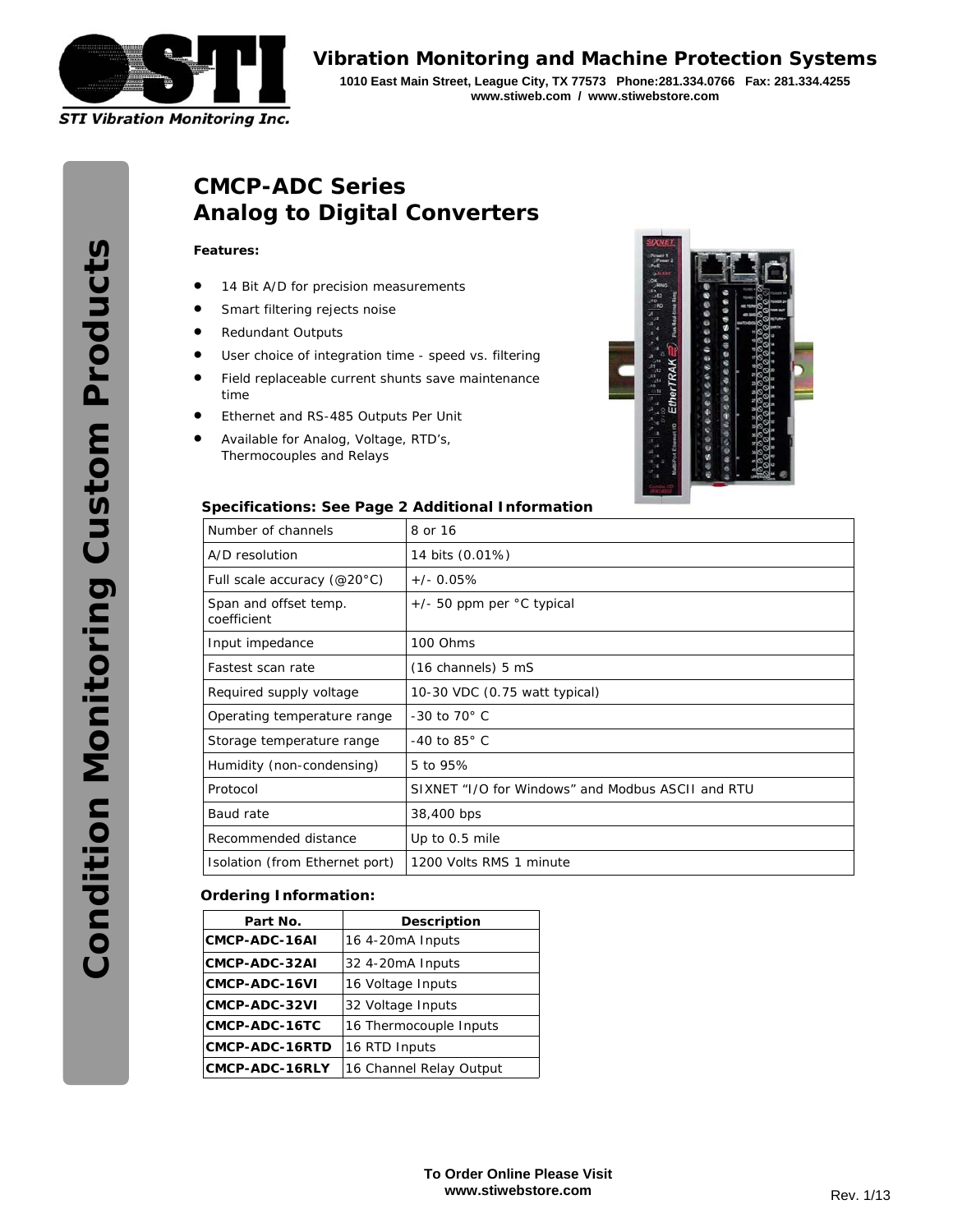STI Vibration Monitoring Inc.

**Vibration Monitoring and Machine Protection Systems**

**1010 East Main Street, League City, TX 77573 Phone:281.334.0766 Fax: 281.334.4255**
**www.stiweb.com / www.stiwebstore.com**

**Condition Monitoring Custom Products**

# CMCP-ADC Series
# Analog to Digital Converters

**Features:**

- 14 Bit A/D for precision measurements
- Smart filtering rejects noise
- Redundant Outputs
- User choice of integration time - speed vs. filtering
- Field replaceable current shunts save maintenance time
- Ethernet and RS-485 Outputs Per Unit
- Available for Analog, Voltage, RTD's, Thermocouples and Relays

### Specifications: See Page 2 Additional Information

| | |
|---|---|
| Number of channels | 8 or 16 |
| A/D resolution | 14 bits (0.01%) |
| Full scale accuracy (@20°C) | +/- 0.05% |
| Span and offset temp. coefficient | +/- 50 ppm per °C typical |
| Input impedance | 100 Ohms |
| Fastest scan rate | (16 channels) 5 mS |
| Required supply voltage | 10-30 VDC (0.75 watt typical) |
| Operating temperature range | -30 to 70° C |
| Storage temperature range | -40 to 85° C |
| Humidity (non-condensing) | 5 to 95% |
| Protocol | SIXNET "I/O for Windows" and Modbus ASCII and RTU |
| Baud rate | 38,400 bps |
| Recommended distance | Up to 0.5 mile |
| Isolation (from Ethernet port) | 1200 Volts RMS 1 minute |

### Ordering Information:

| Part No. | Description |
|---|---|
| **CMCP-ADC-16AI** | 16 4-20mA Inputs |
| **CMCP-ADC-32AI** | 32 4-20mA Inputs |
| **CMCP-ADC-16VI** | 16 Voltage Inputs |
| **CMCP-ADC-32VI** | 32 Voltage Inputs |
| **CMCP-ADC-16TC** | 16 Thermocouple Inputs |
| **CMCP-ADC-16RTD** | 16 RTD Inputs |
| **CMCP-ADC-16RLY** | 16 Channel Relay Output |

**To Order Online Please Visit**
**www.stiwebstore.com**

Rev. 1/13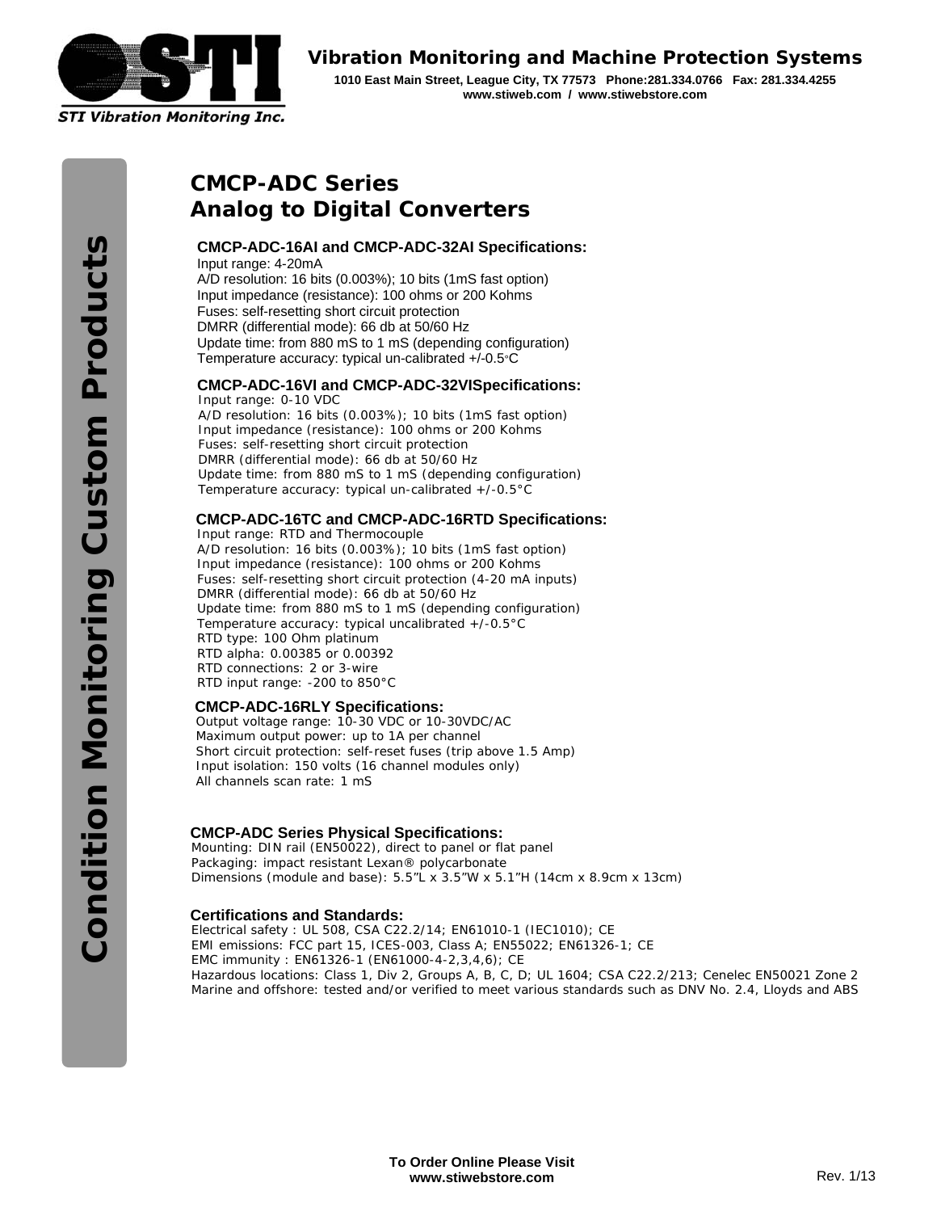# CMCP-ADC Series
# Analog to Digital Converters

### CMCP-ADC-16AI and CMCP-ADC-32AI Specifications:

Input range: 4-20mA
A/D resolution: 16 bits (0.003%); 10 bits (1mS fast option)
Input impedance (resistance): 100 ohms or 200 Kohms
Fuses: self-resetting short circuit protection
DMRR (differential mode): 66 db at 50/60 Hz
Update time: from 880 mS to 1 mS (depending configuration)
Temperature accuracy: typical un-calibrated +/-0.5°C

### CMCP-ADC-16VI and CMCP-ADC-32VISpecifications:

Input range: 0-10 VDC
A/D resolution: 16 bits (0.003%); 10 bits (1mS fast option)
Input impedance (resistance): 100 ohms or 200 Kohms
Fuses: self-resetting short circuit protection
DMRR (differential mode): 66 db at 50/60 Hz
Update time: from 880 mS to 1 mS (depending configuration)
Temperature accuracy: typical un-calibrated +/-0.5°C

### CMCP-ADC-16TC and CMCP-ADC-16RTD Specifications:

Input range: RTD and Thermocouple
A/D resolution: 16 bits (0.003%); 10 bits (1mS fast option)
Input impedance (resistance): 100 ohms or 200 Kohms
Fuses: self-resetting short circuit protection (4-20 mA inputs)
DMRR (differential mode): 66 db at 50/60 Hz
Update time: from 880 mS to 1 mS (depending configuration)
Temperature accuracy: typical uncalibrated +/-0.5°C
RTD type: 100 Ohm platinum
RTD alpha: 0.00385 or 0.00392
RTD connections: 2 or 3-wire
RTD input range: -200 to 850°C

### CMCP-ADC-16RLY Specifications:

Output voltage range: 10-30 VDC or 10-30VDC/AC
Maximum output power: up to 1A per channel
Short circuit protection: self-reset fuses (trip above 1.5 Amp)
Input isolation: 150 volts (16 channel modules only)
All channels scan rate: 1 mS

### CMCP-ADC Series Physical Specifications:

Mounting: DIN rail (EN50022), direct to panel or flat panel
Packaging: impact resistant Lexan® polycarbonate
Dimensions (module and base): 5.5"L x 3.5"W x 5.1"H (14cm x 8.9cm x 13cm)

### Certifications and Standards:

Electrical safety : UL 508, CSA C22.2/14; EN61010-1 (IEC1010); CE
EMI emissions: FCC part 15, ICES-003, Class A; EN55022; EN61326-1; CE
EMC immunity : EN61326-1 (EN61000-4-2,3,4,6); CE
Hazardous locations: Class 1, Div 2, Groups A, B, C, D; UL 1604; CSA C22.2/213; Cenelec EN50021 Zone 2
Marine and offshore: tested and/or verified to meet various standards such as DNV No. 2.4, Lloyds and ABS